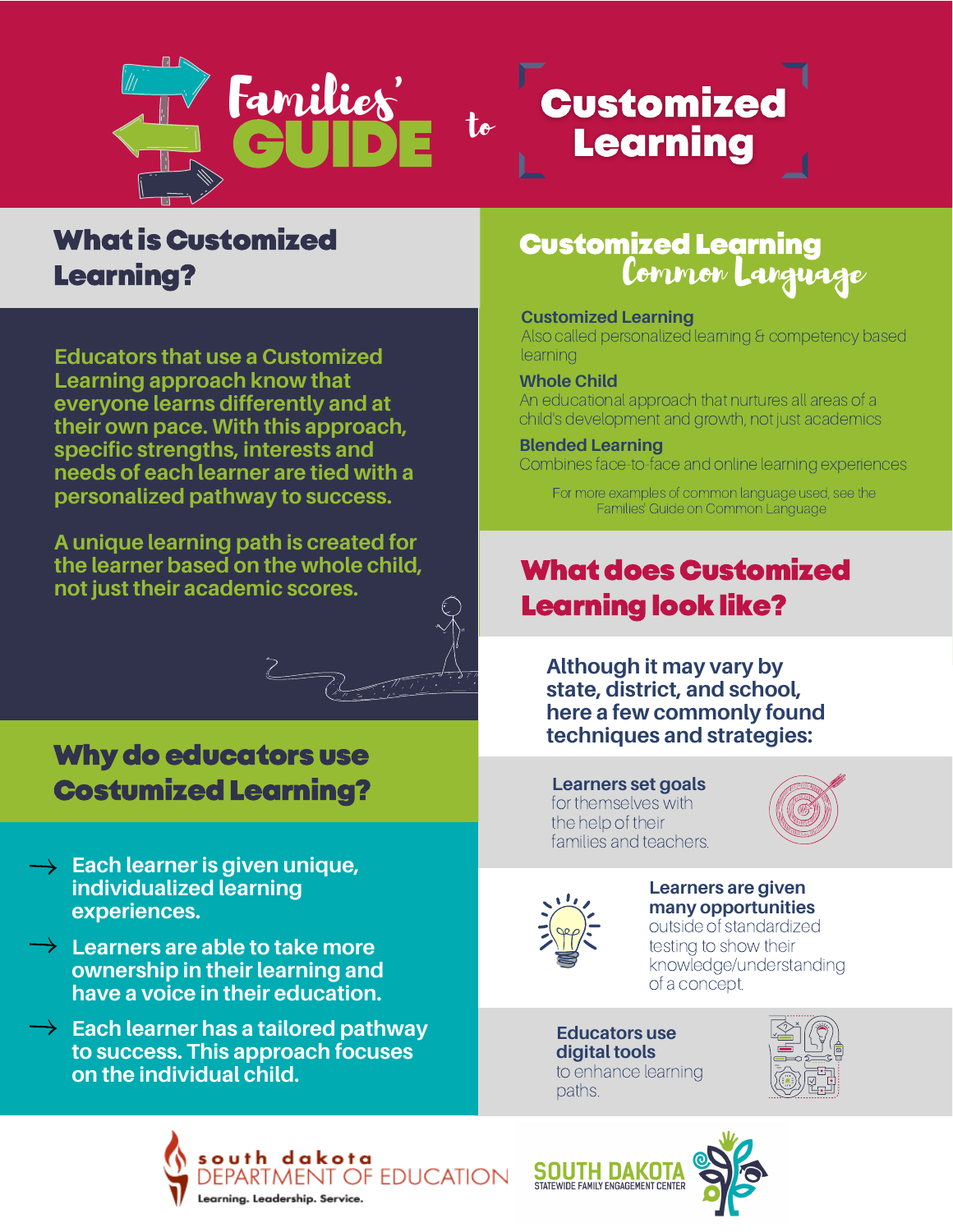# Families' GUIDE to Customized Learning

## What is Customized Learning?

**Educators that use a Customized Learning approach know that everyone learns differently and at their own pace. With this approach, specific strengths, interests and needs of each learner are tied with a personalized pathway to success.**

**A unique learning path is created for the learner based on the whole child, not just their academic scores.**

## Why do educators use Costumized Learning?

- **Each learner is given unique, individualized learning experiences.**
- **Learners are able to take more ownership in their learning and have a voice in their education.**
- **Each learner has a tailored pathway to success. This approach focuses on the individual child.**

## Customized Learning Common Language

**Customized Learning**
Also called personalized learning & competency based learning

**Whole Child**
An educational approach that nurtures all areas of a child's development and growth, not just academics

**Blended Learning**
Combines face-to-face and online learning experiences

For more examples of common language used, see the Families' Guide on Common Language

## What does Customized Learning look like?

**Although it may vary by state, district, and school, here a few commonly found techniques and strategies:**

**Learners set goals** for themselves with the help of their families and teachers.

**Learners are given many opportunities** outside of standardized testing to show their knowledge/understanding of a concept.

**Educators use digital tools** to enhance learning paths.

south dakota DEPARTMENT OF EDUCATION — Learning. Leadership. Service.

SOUTH DAKOTA STATEWIDE FAMILY ENGAGEMENT CENTER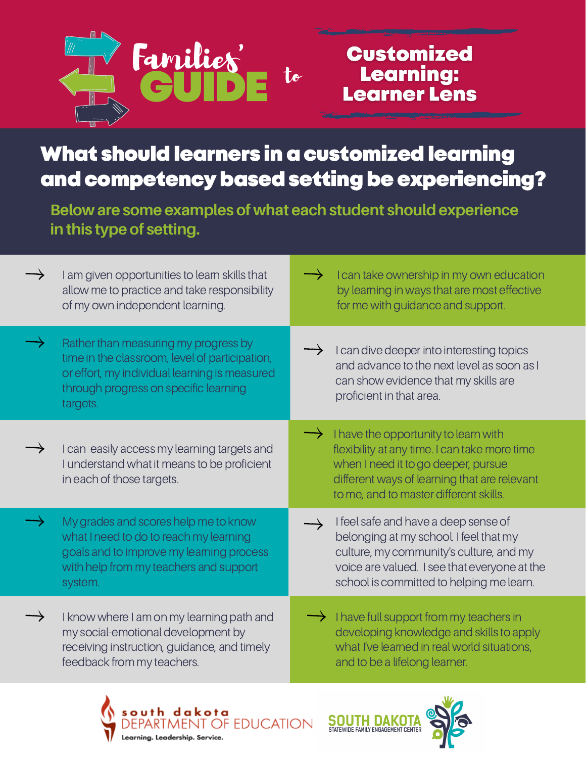# Families' GUIDE to Customized Learning: Learner Lens

## What should learners in a customized learning and competency based setting be experiencing?

**Below are some examples of what each student should experience in this type of setting.**

- → I am given opportunities to learn skills that allow me to practice and take responsibility of my own independent learning.
- → I can take ownership in my own education by learning in ways that are most effective for me with guidance and support.
- → Rather than measuring my progress by time in the classroom, level of participation, or effort, my individual learning is measured through progress on specific learning targets.
- → I can dive deeper into interesting topics and advance to the next level as soon as I can show evidence that my skills are proficient in that area.
- → I can easily access my learning targets and I understand what it means to be proficient in each of those targets.
- → I have the opportunity to learn with flexibility at any time. I can take more time when I need it to go deeper, pursue different ways of learning that are relevant to me, and to master different skills.
- → My grades and scores help me to know what I need to do to reach my learning goals and to improve my learning process with help from my teachers and support system.
- → I feel safe and have a deep sense of belonging at my school. I feel that my culture, my community's culture, and my voice are valued. I see that everyone at the school is committed to helping me learn.
- → I know where I am on my learning path and my social-emotional development by receiving instruction, guidance, and timely feedback from my teachers.
- → I have full support from my teachers in developing knowledge and skills to apply what I've learned in real world situations, and to be a lifelong learner.

south dakota DEPARTMENT OF EDUCATION — Learning. Leadership. Service.

SOUTH DAKOTA STATEWIDE FAMILY ENGAGEMENT CENTER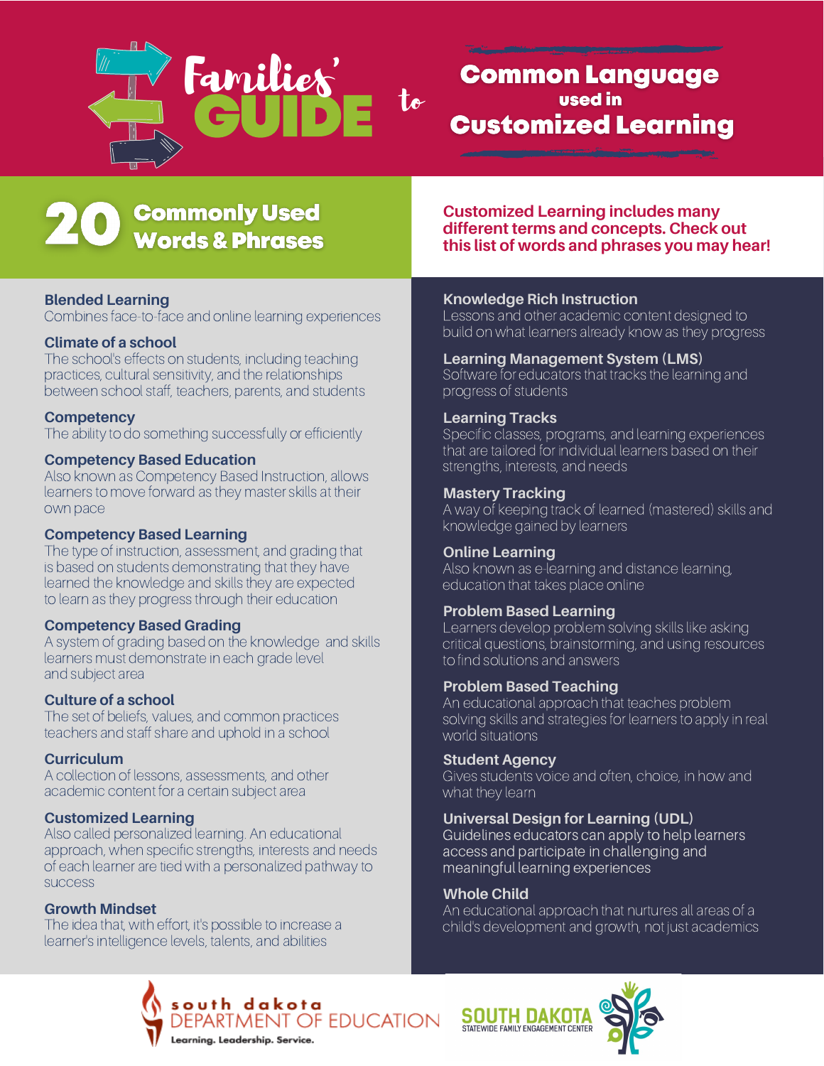# Families' GUIDE to Common Language used in Customized Learning

## 20 Commonly Used Words & Phrases

**Customized Learning includes many different terms and concepts. Check out this list of words and phrases you may hear!**

**Blended Learning**
Combines face-to-face and online learning experiences

**Climate of a school**
The school's effects on students, including teaching practices, cultural sensitivity, and the relationships between school staff, teachers, parents, and students

**Competency**
The ability to do something successfully or efficiently

**Competency Based Education**
Also known as Competency Based Instruction, allows learners to move forward as they master skills at their own pace

**Competency Based Learning**
The type of instruction, assessment, and grading that is based on students demonstrating that they have learned the knowledge and skills they are expected to learn as they progress through their education

**Competency Based Grading**
A system of grading based on the knowledge and skills learners must demonstrate in each grade level and subject area

**Culture of a school**
The set of beliefs, values, and common practices teachers and staff share and uphold in a school

**Curriculum**
A collection of lessons, assessments, and other academic content for a certain subject area

**Customized Learning**
Also called personalized learning. An educational approach, when specific strengths, interests and needs of each learner are tied with a personalized pathway to success

**Growth Mindset**
The idea that, with effort, it's possible to increase a learner's intelligence levels, talents, and abilities

**Knowledge Rich Instruction**
Lessons and other academic content designed to build on what learners already know as they progress

**Learning Management System (LMS)**
Software for educators that tracks the learning and progress of students

**Learning Tracks**
Specific classes, programs, and learning experiences that are tailored for individual learners based on their strengths, interests, and needs

**Mastery Tracking**
A way of keeping track of learned (mastered) skills and knowledge gained by learners

**Online Learning**
Also known as e-learning and distance learning, education that takes place online

**Problem Based Learning**
Learners develop problem solving skills like asking critical questions, brainstorming, and using resources to find solutions and answers

**Problem Based Teaching**
An educational approach that teaches problem solving skills and strategies for learners to apply in real world situations

**Student Agency**
Gives students voice and often, choice, in how and what they learn

**Universal Design for Learning (UDL)**
Guidelines educators can apply to help learners access and participate in challenging and meaningful learning experiences

**Whole Child**
An educational approach that nurtures all areas of a child's development and growth, not just academics

south dakota DEPARTMENT OF EDUCATION — Learning. Leadership. Service.

SOUTH DAKOTA STATEWIDE FAMILY ENGAGEMENT CENTER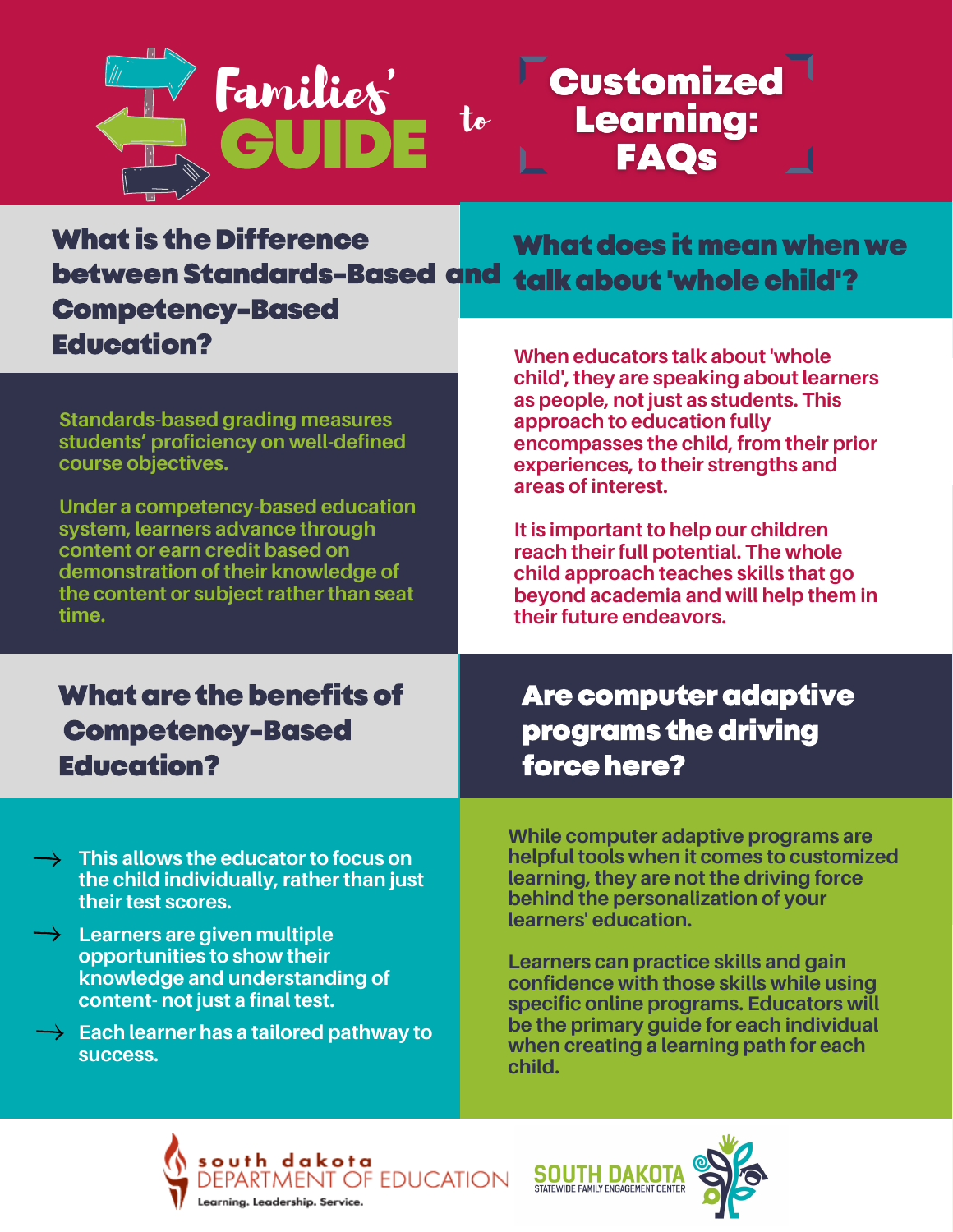# Families' GUIDE to Customized Learning: FAQs

## What is the Difference between Standards-Based and Competency-Based Education?

Standards-based grading measures students' proficiency on well-defined course objectives.

Under a competency-based education system, learners advance through content or earn credit based on demonstration of their knowledge of the content or subject rather than seat time.

## What does it mean when we talk about 'whole child'?

When educators talk about 'whole child', they are speaking about learners as people, not just as students. This approach to education fully encompasses the child, from their prior experiences, to their strengths and areas of interest.

It is important to help our children reach their full potential. The whole child approach teaches skills that go beyond academia and will help them in their future endeavors.

## What are the benefits of Competency-Based Education?

- This allows the educator to focus on the child individually, rather than just their test scores.
- Learners are given multiple opportunities to show their knowledge and understanding of content- not just a final test.
- Each learner has a tailored pathway to success.

## Are computer adaptive programs the driving force here?

While computer adaptive programs are helpful tools when it comes to customized learning, they are not the driving force behind the personalization of your learners' education.

Learners can practice skills and gain confidence with those skills while using specific online programs. Educators will be the primary guide for each individual when creating a learning path for each child.

south dakota DEPARTMENT OF EDUCATION
Learning. Leadership. Service.

SOUTH DAKOTA STATEWIDE FAMILY ENGAGEMENT CENTER